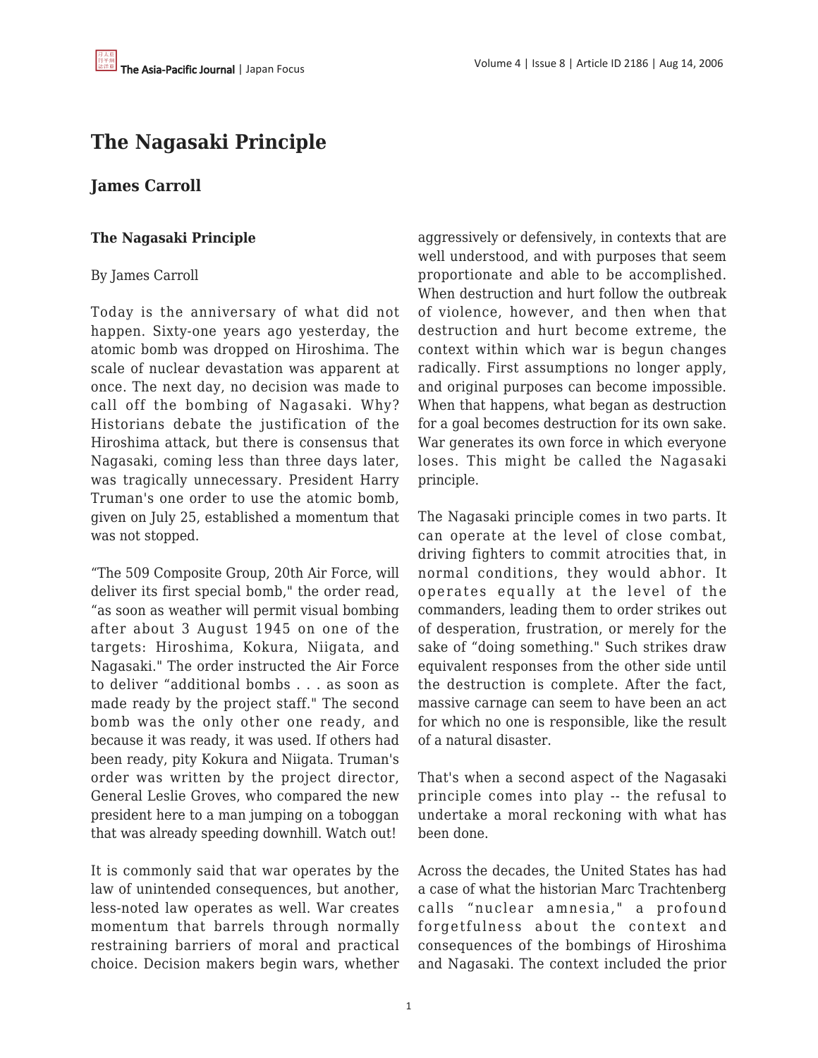# The Nagasaki Principle

## James Carroll

### The Nagasaki Principle

By James Carroll

Today is the anniversary of what did not happen. Sixty-one years ago yesterday, the atomic bomb was dropped on Hiroshima. The scale of nuclear devastation was apparent at once. The next day, no decision was made to call off the bombing of Nagasaki. Why? Historians debate the justification of the Hiroshima attack, but there is consensus that Nagasaki, coming less than three days later, was tragically unnecessary. President Harry Truman's one order to use the atomic bomb, given on July 25, established a momentum that was not stopped.

"The 509 Composite Group, 20th Air Force, will deliver its first special bomb," the order read, "as soon as weather will permit visual bombing after about 3 August 1945 on one of the targets: Hiroshima, Kokura, Niigata, and Nagasaki." The order instructed the Air Force to deliver "additional bombs . . . as soon as made ready by the project staff." The second bomb was the only other one ready, and because it was ready, it was used. If others had been ready, pity Kokura and Niigata. Truman's order was written by the project director, General Leslie Groves, who compared the new president here to a man jumping on a toboggan that was already speeding downhill. Watch out!

It is commonly said that war operates by the law of unintended consequences, but another, less-noted law operates as well. War creates momentum that barrels through normally restraining barriers of moral and practical choice. Decision makers begin wars, whether aggressively or defensively, in contexts that are well understood, and with purposes that seem proportionate and able to be accomplished. When destruction and hurt follow the outbreak of violence, however, and then when that destruction and hurt become extreme, the context within which war is begun changes radically. First assumptions no longer apply, and original purposes can become impossible. When that happens, what began as destruction for a goal becomes destruction for its own sake. War generates its own force in which everyone loses. This might be called the Nagasaki principle.

The Nagasaki principle comes in two parts. It can operate at the level of close combat, driving fighters to commit atrocities that, in normal conditions, they would abhor. It operates equally at the level of the commanders, leading them to order strikes out of desperation, frustration, or merely for the sake of "doing something." Such strikes draw equivalent responses from the other side until the destruction is complete. After the fact, massive carnage can seem to have been an act for which no one is responsible, like the result of a natural disaster.

That's when a second aspect of the Nagasaki principle comes into play -- the refusal to undertake a moral reckoning with what has been done.

Across the decades, the United States has had a case of what the historian Marc Trachtenberg calls "nuclear amnesia," a profound forgetfulness about the context and consequences of the bombings of Hiroshima and Nagasaki. The context included the prior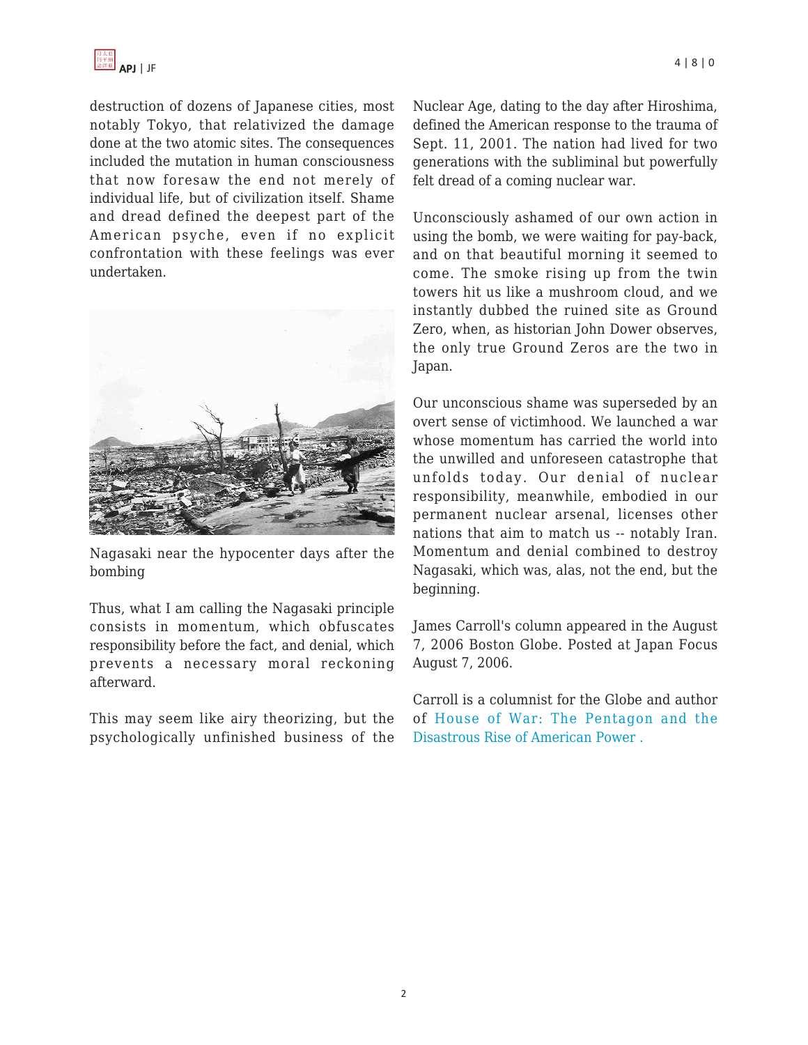destruction of dozens of Japanese cities, most notably Tokyo, that relativized the damage done at the two atomic sites. The consequences included the mutation in human consciousness that now foresaw the end not merely of individual life, but of civilization itself. Shame and dread defined the deepest part of the American psyche, even if no explicit confrontation with these feelings was ever undertaken.

Nagasaki near the hypocenter days after the bombing

Thus, what I am calling the Nagasaki principle consists in momentum, which obfuscates responsibility before the fact, and denial, which prevents a necessary moral reckoning afterward.

This may seem like airy theorizing, but the psychologically unfinished business of the Nuclear Age, dating to the day after Hiroshima, defined the American response to the trauma of Sept. 11, 2001. The nation had lived for two generations with the subliminal but powerfully felt dread of a coming nuclear war.

Unconsciously ashamed of our own action in using the bomb, we were waiting for pay-back, and on that beautiful morning it seemed to come. The smoke rising up from the twin towers hit us like a mushroom cloud, and we instantly dubbed the ruined site as Ground Zero, when, as historian John Dower observes, the only true Ground Zeros are the two in Japan.

Our unconscious shame was superseded by an overt sense of victimhood. We launched a war whose momentum has carried the world into the unwilled and unforeseen catastrophe that unfolds today. Our denial of nuclear responsibility, meanwhile, embodied in our permanent nuclear arsenal, licenses other nations that aim to match us -- notably Iran. Momentum and denial combined to destroy Nagasaki, which was, alas, not the end, but the beginning.

James Carroll's column appeared in the August 7, 2006 Boston Globe. Posted at Japan Focus August 7, 2006.

Carroll is a columnist for the Globe and author of House of War: The Pentagon and the Disastrous Rise of American Power .